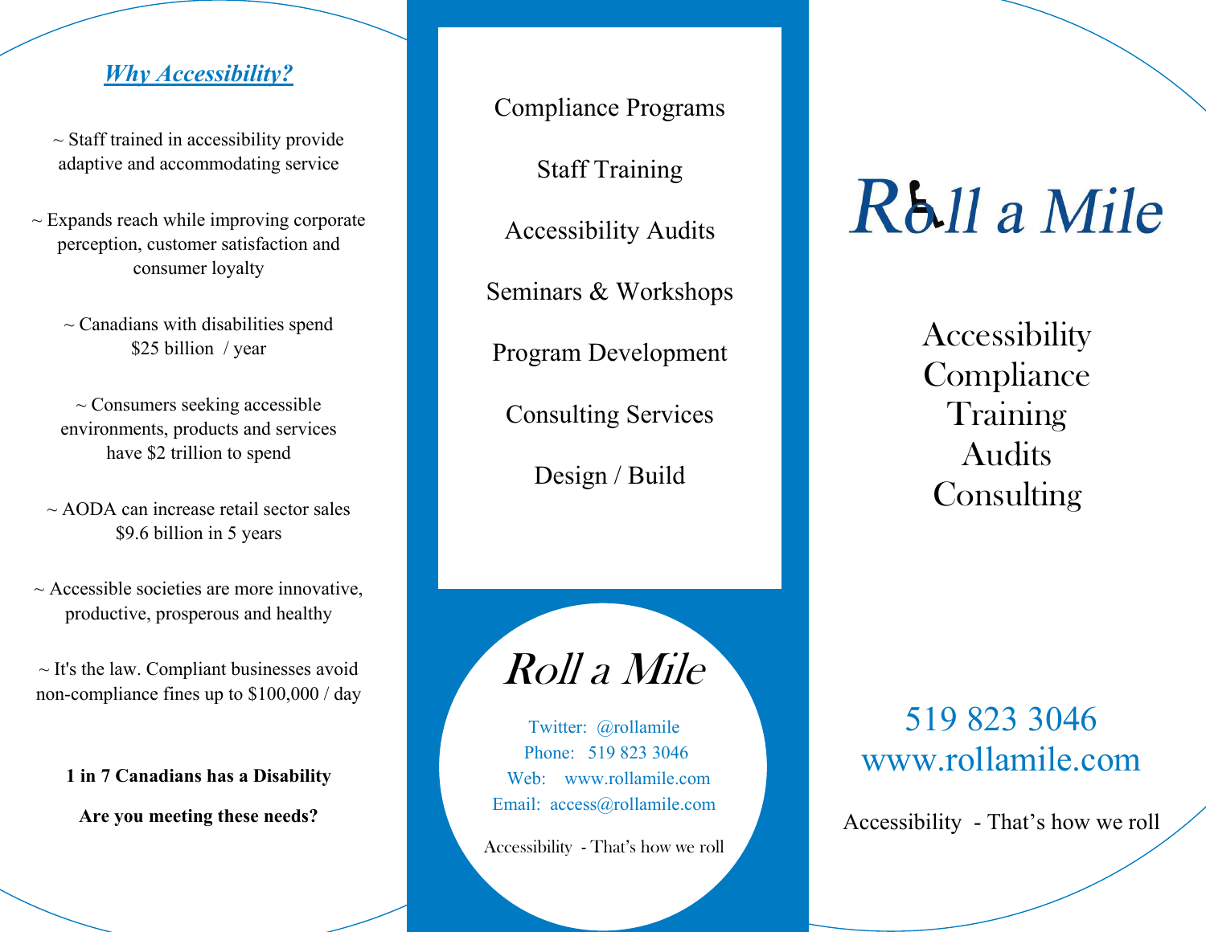## *Why Accessibility?*

~ Staff trained in accessibility provide adaptive and accommodating service

~ Expands reach while improving corporate perception, customer satisfaction and consumer loyalty

~ Canadians with disabilities spend $25 billion / year

~ Consumers seeking accessible environments, products and services have $2 trillion to spend

~ AODA can increase retail sector sales $9.6 billion in 5 years

~ Accessible societies are more innovative, productive, prosperous and healthy

~ It's the law. Compliant businesses avoid non-compliance fines up to $100,000 / day

**1 in 7 Canadians has a Disability**

**Are you meeting these needs?**

Compliance Programs

Staff Training

Accessibility Audits

Seminars & Workshops

Program Development

Consulting Services

Design / Build

*Roll a Mile*

Twitter: @rollamile
Phone: 519 823 3046
Web: www.rollamile.com
Email: access@rollamile.com

Accessibility - That's how we roll

# *Roll a Mile*

Accessibility
Compliance
Training
Audits
Consulting

519 823 3046
www.rollamile.com

Accessibility - That's how we roll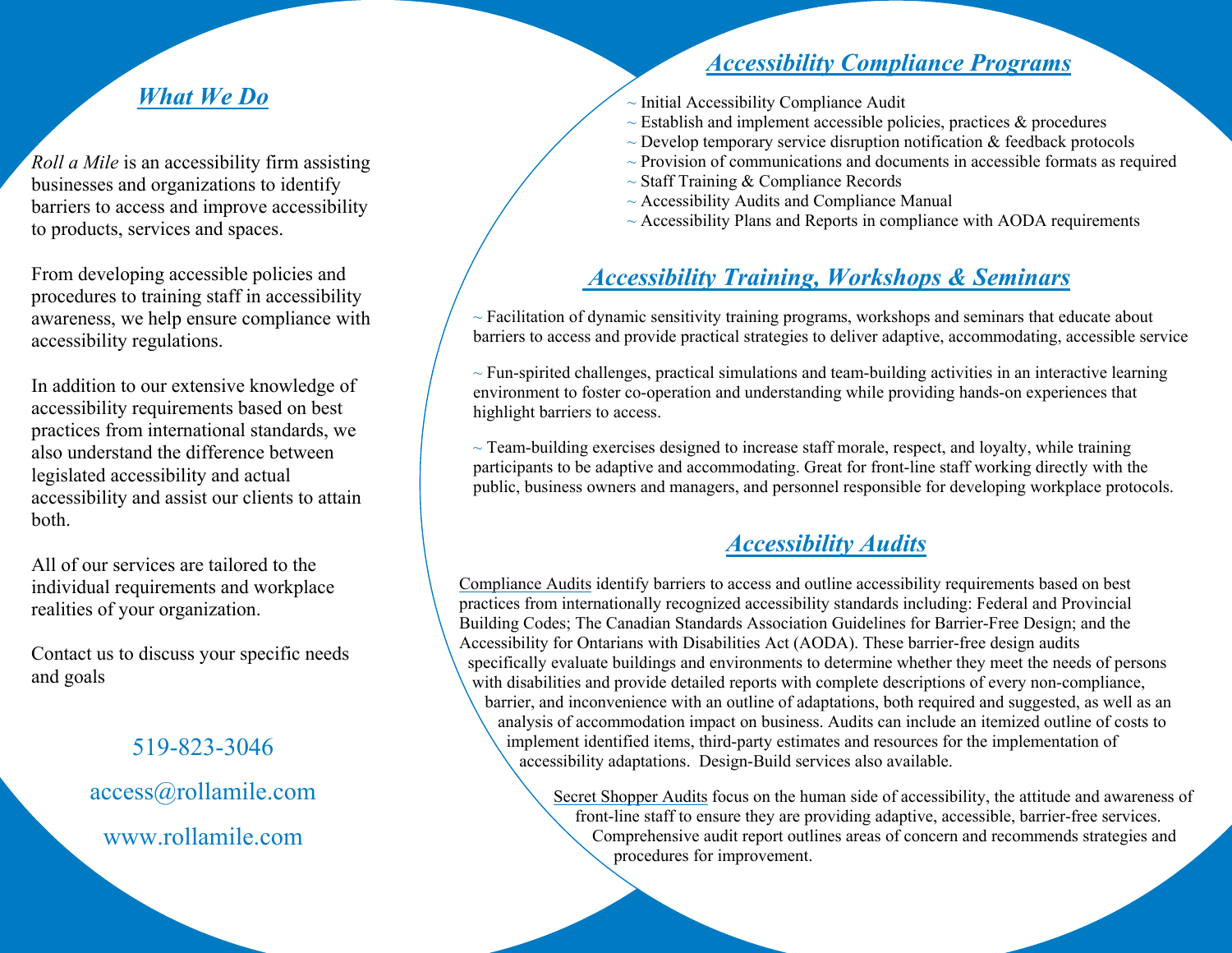## *What We Do*

*Roll a Mile* is an accessibility firm assisting businesses and organizations to identify barriers to access and improve accessibility to products, services and spaces.

From developing accessible policies and procedures to training staff in accessibility awareness, we help ensure compliance with accessibility regulations.

In addition to our extensive knowledge of accessibility requirements based on best practices from international standards, we also understand the difference between legislated accessibility and actual accessibility and assist our clients to attain both.

All of our services are tailored to the individual requirements and workplace realities of your organization.

Contact us to discuss your specific needs and goals

519-823-3046

access@rollamile.com

www.rollamile.com

## *Accessibility Compliance Programs*

~ Initial Accessibility Compliance Audit
~ Establish and implement accessible policies, practices & procedures
~ Develop temporary service disruption notification & feedback protocols
~ Provision of communications and documents in accessible formats as required
~ Staff Training & Compliance Records
~ Accessibility Audits and Compliance Manual
~ Accessibility Plans and Reports in compliance with AODA requirements

## *Accessibility Training, Workshops & Seminars*

~ Facilitation of dynamic sensitivity training programs, workshops and seminars that educate about barriers to access and provide practical strategies to deliver adaptive, accommodating, accessible service

~ Fun-spirited challenges, practical simulations and team-building activities in an interactive learning environment to foster co-operation and understanding while providing hands-on experiences that highlight barriers to access.

~ Team-building exercises designed to increase staff morale, respect, and loyalty, while training participants to be adaptive and accommodating. Great for front-line staff working directly with the public, business owners and managers, and personnel responsible for developing workplace protocols.

## *Accessibility Audits*

Compliance Audits identify barriers to access and outline accessibility requirements based on best practices from internationally recognized accessibility standards including: Federal and Provincial Building Codes; The Canadian Standards Association Guidelines for Barrier-Free Design; and the Accessibility for Ontarians with Disabilities Act (AODA). These barrier-free design audits specifically evaluate buildings and environments to determine whether they meet the needs of persons with disabilities and provide detailed reports with complete descriptions of every non-compliance, barrier, and inconvenience with an outline of adaptations, both required and suggested, as well as an analysis of accommodation impact on business. Audits can include an itemized outline of costs to implement identified items, third-party estimates and resources for the implementation of accessibility adaptations. Design-Build services also available.

Secret Shopper Audits focus on the human side of accessibility, the attitude and awareness of front-line staff to ensure they are providing adaptive, accessible, barrier-free services. Comprehensive audit report outlines areas of concern and recommends strategies and procedures for improvement.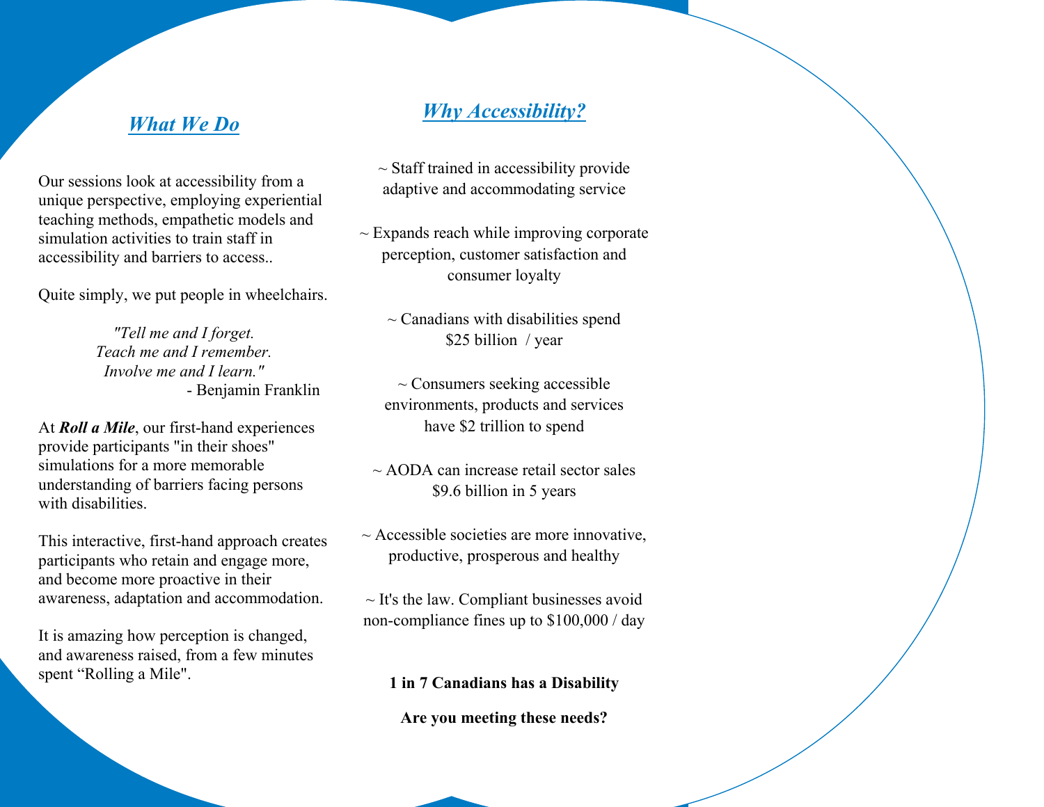## *What We Do*

Our sessions look at accessibility from a unique perspective, employing experiential teaching methods, empathetic models and simulation activities to train staff in accessibility and barriers to access..

Quite simply, we put people in wheelchairs.

*"Tell me and I forget.*
*Teach me and I remember.*
*Involve me and I learn."*
- Benjamin Franklin

At ***Roll a Mile***, our first-hand experiences provide participants "in their shoes" simulations for a more memorable understanding of barriers facing persons with disabilities.

This interactive, first-hand approach creates participants who retain and engage more, and become more proactive in their awareness, adaptation and accommodation.

It is amazing how perception is changed, and awareness raised, from a few minutes spent “Rolling a Mile".

## *Why Accessibility?*

~ Staff trained in accessibility provide adaptive and accommodating service

~ Expands reach while improving corporate perception, customer satisfaction and consumer loyalty

~ Canadians with disabilities spend $25 billion / year

~ Consumers seeking accessible environments, products and services have $2 trillion to spend

~ AODA can increase retail sector sales $9.6 billion in 5 years

~ Accessible societies are more innovative, productive, prosperous and healthy

~ It's the law. Compliant businesses avoid non-compliance fines up to $100,000 / day

**1 in 7 Canadians has a Disability**

**Are you meeting these needs?**